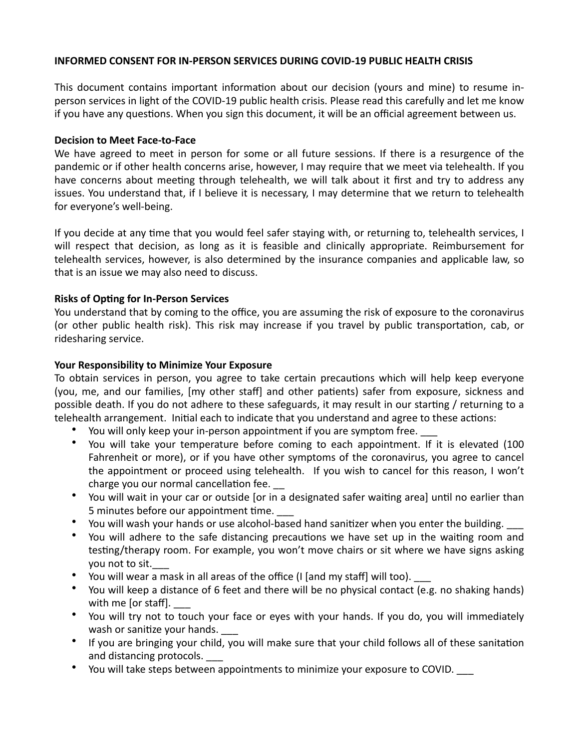**INFORMED CONSENT FOR IN-PERSON SERVICES DURING COVID-19 PUBLIC HEALTH CRISIS**

This document contains important information about our decision (yours and mine) to resume in-person services in light of the COVID-19 public health crisis. Please read this carefully and let me know if you have any questions. When you sign this document, it will be an official agreement between us.

**Decision to Meet Face-to-Face**

We have agreed to meet in person for some or all future sessions. If there is a resurgence of the pandemic or if other health concerns arise, however, I may require that we meet via telehealth. If you have concerns about meeting through telehealth, we will talk about it first and try to address any issues. You understand that, if I believe it is necessary, I may determine that we return to telehealth for everyone's well-being.

If you decide at any time that you would feel safer staying with, or returning to, telehealth services, I will respect that decision, as long as it is feasible and clinically appropriate. Reimbursement for telehealth services, however, is also determined by the insurance companies and applicable law, so that is an issue we may also need to discuss.

**Risks of Opting for In-Person Services**

You understand that by coming to the office, you are assuming the risk of exposure to the coronavirus (or other public health risk). This risk may increase if you travel by public transportation, cab, or ridesharing service.

**Your Responsibility to Minimize Your Exposure**

To obtain services in person, you agree to take certain precautions which will help keep everyone (you, me, and our families, [my other staff] and other patients) safer from exposure, sickness and possible death. If you do not adhere to these safeguards, it may result in our starting / returning to a telehealth arrangement. Initial each to indicate that you understand and agree to these actions:

- You will only keep your in-person appointment if you are symptom free. ___
- You will take your temperature before coming to each appointment. If it is elevated (100 Fahrenheit or more), or if you have other symptoms of the coronavirus, you agree to cancel the appointment or proceed using telehealth. If you wish to cancel for this reason, I won't charge you our normal cancellation fee. __
- You will wait in your car or outside [or in a designated safer waiting area] until no earlier than 5 minutes before our appointment time. ___
- You will wash your hands or use alcohol-based hand sanitizer when you enter the building. ___
- You will adhere to the safe distancing precautions we have set up in the waiting room and testing/therapy room. For example, you won't move chairs or sit where we have signs asking you not to sit.___
- You will wear a mask in all areas of the office (I [and my staff] will too). ___
- You will keep a distance of 6 feet and there will be no physical contact (e.g. no shaking hands) with me [or staff]. ___
- You will try not to touch your face or eyes with your hands. If you do, you will immediately wash or sanitize your hands. ___
- If you are bringing your child, you will make sure that your child follows all of these sanitation and distancing protocols. ___
- You will take steps between appointments to minimize your exposure to COVID. ___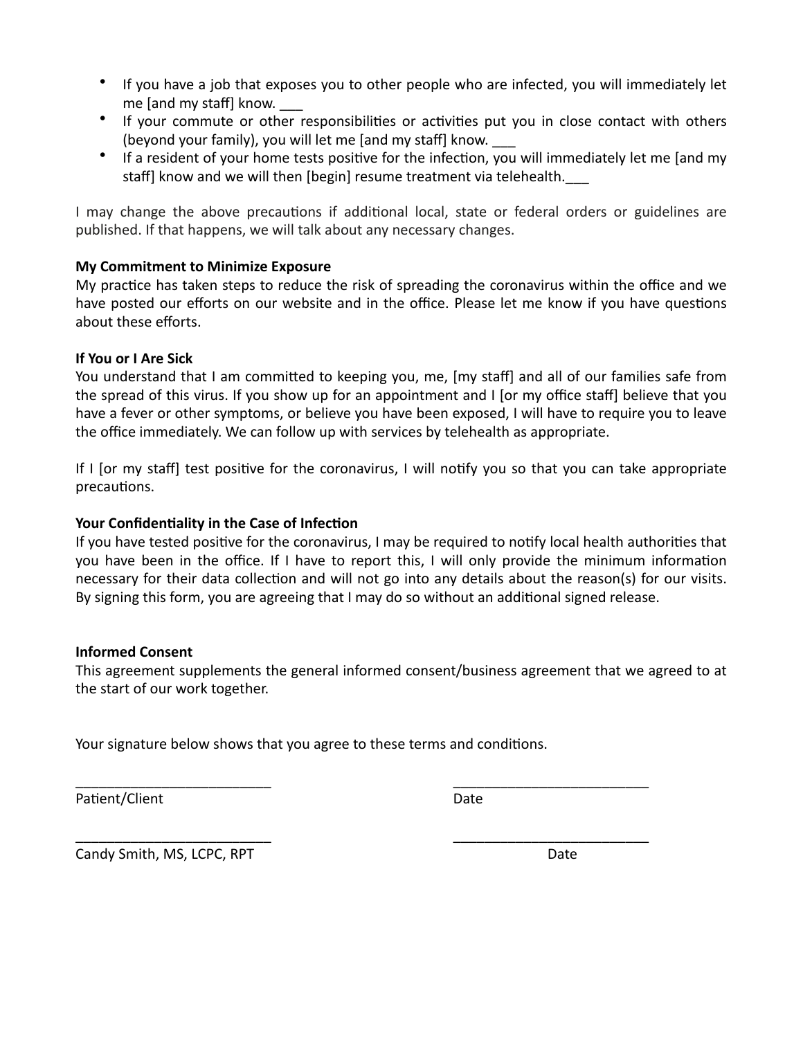- If you have a job that exposes you to other people who are infected, you will immediately let me [and my staff] know. ___
- If your commute or other responsibilities or activities put you in close contact with others (beyond your family), you will let me [and my staff] know. ___
- If a resident of your home tests positive for the infection, you will immediately let me [and my staff] know and we will then [begin] resume treatment via telehealth.___

I may change the above precautions if additional local, state or federal orders or guidelines are published. If that happens, we will talk about any necessary changes.

**My Commitment to Minimize Exposure**

My practice has taken steps to reduce the risk of spreading the coronavirus within the office and we have posted our efforts on our website and in the office. Please let me know if you have questions about these efforts.

**If You or I Are Sick**

You understand that I am committed to keeping you, me, [my staff] and all of our families safe from the spread of this virus. If you show up for an appointment and I [or my office staff] believe that you have a fever or other symptoms, or believe you have been exposed, I will have to require you to leave the office immediately. We can follow up with services by telehealth as appropriate.

If I [or my staff] test positive for the coronavirus, I will notify you so that you can take appropriate precautions.

**Your Confidentiality in the Case of Infection**

If you have tested positive for the coronavirus, I may be required to notify local health authorities that you have been in the office. If I have to report this, I will only provide the minimum information necessary for their data collection and will not go into any details about the reason(s) for our visits. By signing this form, you are agreeing that I may do so without an additional signed release.

**Informed Consent**

This agreement supplements the general informed consent/business agreement that we agreed to at the start of our work together.

Your signature below shows that you agree to these terms and conditions.

_________________________ _________________________

Patient/Client Date

_________________________ _________________________

Candy Smith, MS, LCPC, RPT Date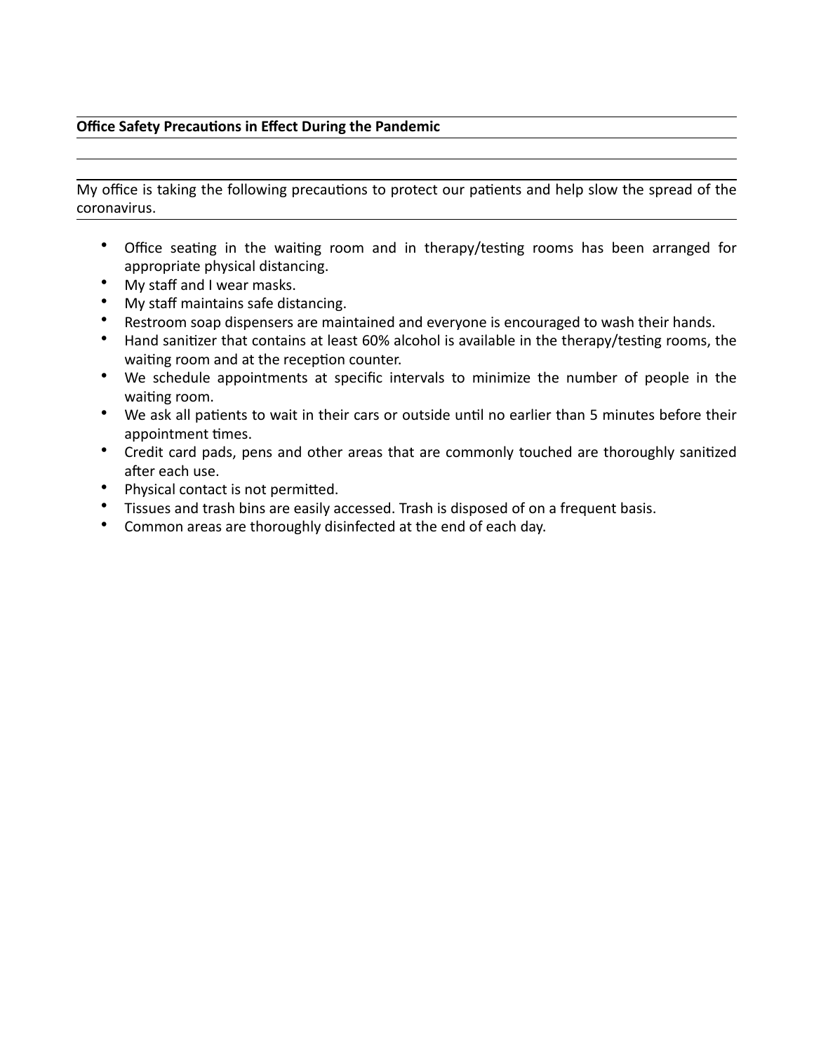**Office Safety Precautions in Effect During the Pandemic**

My office is taking the following precautions to protect our patients and help slow the spread of the coronavirus.

- Office seating in the waiting room and in therapy/testing rooms has been arranged for appropriate physical distancing.
- My staff and I wear masks.
- My staff maintains safe distancing.
- Restroom soap dispensers are maintained and everyone is encouraged to wash their hands.
- Hand sanitizer that contains at least 60% alcohol is available in the therapy/testing rooms, the waiting room and at the reception counter.
- We schedule appointments at specific intervals to minimize the number of people in the waiting room.
- We ask all patients to wait in their cars or outside until no earlier than 5 minutes before their appointment times.
- Credit card pads, pens and other areas that are commonly touched are thoroughly sanitized after each use.
- Physical contact is not permitted.
- Tissues and trash bins are easily accessed. Trash is disposed of on a frequent basis.
- Common areas are thoroughly disinfected at the end of each day.